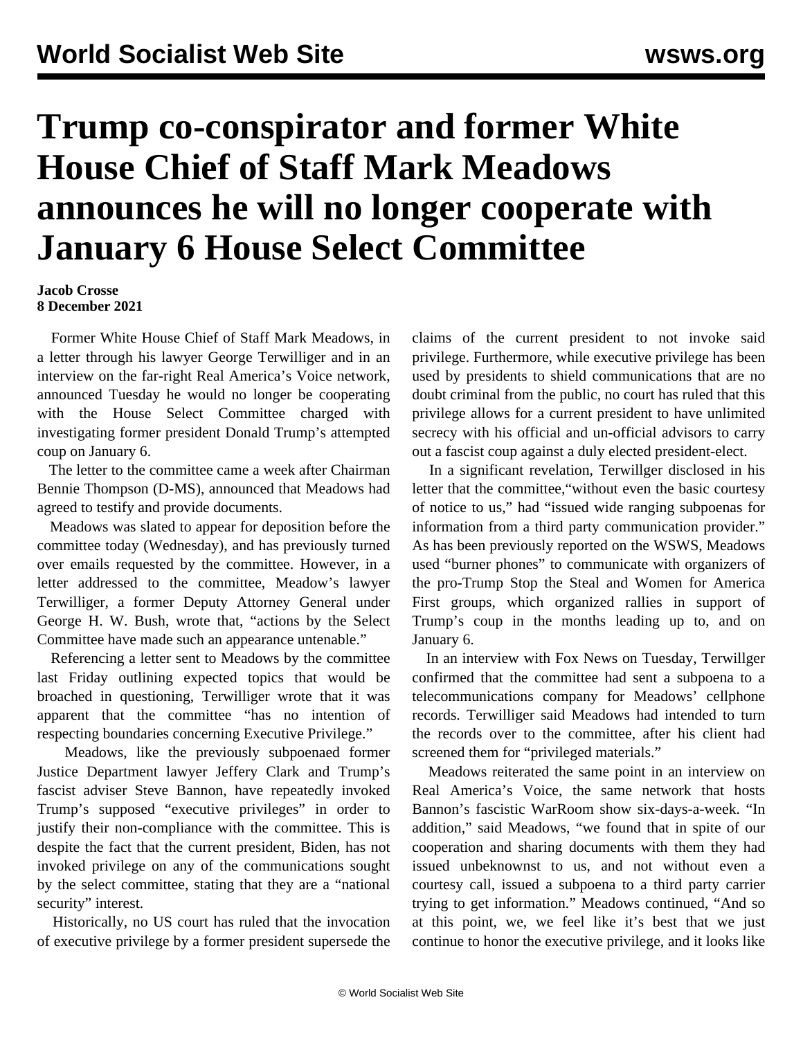# Trump co-conspirator and former White House Chief of Staff Mark Meadows announces he will no longer cooperate with January 6 House Select Committee

**Jacob Crosse**
**8 December 2021**

Former White House Chief of Staff Mark Meadows, in a letter through his lawyer George Terwilliger and in an interview on the far-right Real America's Voice network, announced Tuesday he would no longer be cooperating with the House Select Committee charged with investigating former president Donald Trump's attempted coup on January 6.

The letter to the committee came a week after Chairman Bennie Thompson (D-MS), announced that Meadows had agreed to testify and provide documents.

Meadows was slated to appear for deposition before the committee today (Wednesday), and has previously turned over emails requested by the committee. However, in a letter addressed to the committee, Meadow's lawyer Terwilliger, a former Deputy Attorney General under George H. W. Bush, wrote that, "actions by the Select Committee have made such an appearance untenable."

Referencing a letter sent to Meadows by the committee last Friday outlining expected topics that would be broached in questioning, Terwilliger wrote that it was apparent that the committee "has no intention of respecting boundaries concerning Executive Privilege."

Meadows, like the previously subpoenaed former Justice Department lawyer Jeffery Clark and Trump's fascist adviser Steve Bannon, have repeatedly invoked Trump's supposed "executive privileges" in order to justify their non-compliance with the committee. This is despite the fact that the current president, Biden, has not invoked privilege on any of the communications sought by the select committee, stating that they are a "national security" interest.

Historically, no US court has ruled that the invocation of executive privilege by a former president supersede the claims of the current president to not invoke said privilege. Furthermore, while executive privilege has been used by presidents to shield communications that are no doubt criminal from the public, no court has ruled that this privilege allows for a current president to have unlimited secrecy with his official and un-official advisors to carry out a fascist coup against a duly elected president-elect.

In a significant revelation, Terwillger disclosed in his letter that the committee,"without even the basic courtesy of notice to us," had "issued wide ranging subpoenas for information from a third party communication provider." As has been previously reported on the WSWS, Meadows used "burner phones" to communicate with organizers of the pro-Trump Stop the Steal and Women for America First groups, which organized rallies in support of Trump's coup in the months leading up to, and on January 6.

In an interview with Fox News on Tuesday, Terwillger confirmed that the committee had sent a subpoena to a telecommunications company for Meadows' cellphone records. Terwilliger said Meadows had intended to turn the records over to the committee, after his client had screened them for "privileged materials."

Meadows reiterated the same point in an interview on Real America's Voice, the same network that hosts Bannon's fascistic WarRoom show six-days-a-week. "In addition," said Meadows, "we found that in spite of our cooperation and sharing documents with them they had issued unbeknownst to us, and not without even a courtesy call, issued a subpoena to a third party carrier trying to get information." Meadows continued, "And so at this point, we, we feel like it's best that we just continue to honor the executive privilege, and it looks like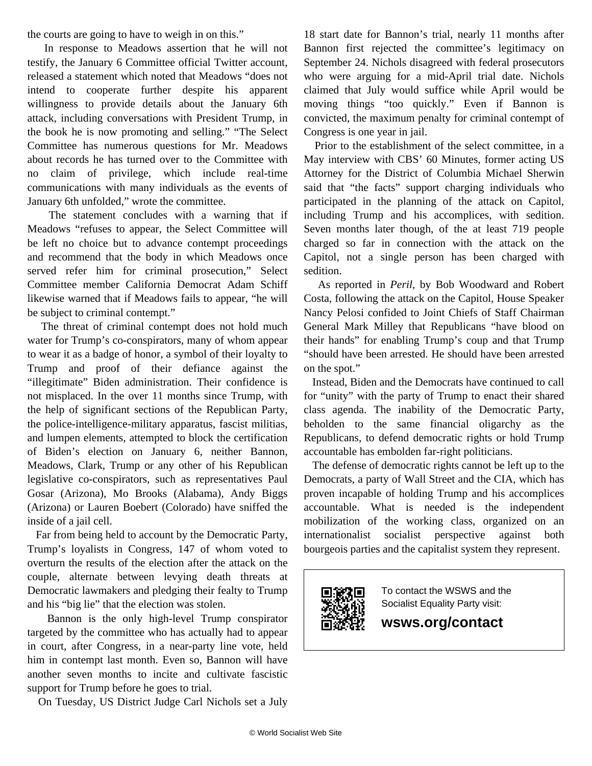the courts are going to have to weigh in on this."

In response to Meadows assertion that he will not testify, the January 6 Committee official Twitter account, released a statement which noted that Meadows "does not intend to cooperate further despite his apparent willingness to provide details about the January 6th attack, including conversations with President Trump, in the book he is now promoting and selling." "The Select Committee has numerous questions for Mr. Meadows about records he has turned over to the Committee with no claim of privilege, which include real-time communications with many individuals as the events of January 6th unfolded," wrote the committee.

The statement concludes with a warning that if Meadows "refuses to appear, the Select Committee will be left no choice but to advance contempt proceedings and recommend that the body in which Meadows once served refer him for criminal prosecution," Select Committee member California Democrat Adam Schiff likewise warned that if Meadows fails to appear, "he will be subject to criminal contempt."

The threat of criminal contempt does not hold much water for Trump's co-conspirators, many of whom appear to wear it as a badge of honor, a symbol of their loyalty to Trump and proof of their defiance against the "illegitimate" Biden administration. Their confidence is not misplaced. In the over 11 months since Trump, with the help of significant sections of the Republican Party, the police-intelligence-military apparatus, fascist militias, and lumpen elements, attempted to block the certification of Biden's election on January 6, neither Bannon, Meadows, Clark, Trump or any other of his Republican legislative co-conspirators, such as representatives Paul Gosar (Arizona), Mo Brooks (Alabama), Andy Biggs (Arizona) or Lauren Boebert (Colorado) have sniffed the inside of a jail cell.

Far from being held to account by the Democratic Party, Trump's loyalists in Congress, 147 of whom voted to overturn the results of the election after the attack on the couple, alternate between levying death threats at Democratic lawmakers and pledging their fealty to Trump and his "big lie" that the election was stolen.

Bannon is the only high-level Trump conspirator targeted by the committee who has actually had to appear in court, after Congress, in a near-party line vote, held him in contempt last month. Even so, Bannon will have another seven months to incite and cultivate fascistic support for Trump before he goes to trial.

On Tuesday, US District Judge Carl Nichols set a July 18 start date for Bannon's trial, nearly 11 months after Bannon first rejected the committee's legitimacy on September 24. Nichols disagreed with federal prosecutors who were arguing for a mid-April trial date. Nichols claimed that July would suffice while April would be moving things "too quickly." Even if Bannon is convicted, the maximum penalty for criminal contempt of Congress is one year in jail.

Prior to the establishment of the select committee, in a May interview with CBS' 60 Minutes, former acting US Attorney for the District of Columbia Michael Sherwin said that "the facts" support charging individuals who participated in the planning of the attack on Capitol, including Trump and his accomplices, with sedition. Seven months later though, of the at least 719 people charged so far in connection with the attack on the Capitol, not a single person has been charged with sedition.

As reported in *Peril,* by Bob Woodward and Robert Costa, following the attack on the Capitol, House Speaker Nancy Pelosi confided to Joint Chiefs of Staff Chairman General Mark Milley that Republicans "have blood on their hands" for enabling Trump's coup and that Trump "should have been arrested. He should have been arrested on the spot."

Instead, Biden and the Democrats have continued to call for "unity" with the party of Trump to enact their shared class agenda. The inability of the Democratic Party, beholden to the same financial oligarchy as the Republicans, to defend democratic rights or hold Trump accountable has embolden far-right politicians.

The defense of democratic rights cannot be left up to the Democrats, a party of Wall Street and the CIA, which has proven incapable of holding Trump and his accomplices accountable. What is needed is the independent mobilization of the working class, organized on an internationalist socialist perspective against both bourgeois parties and the capitalist system they represent.

To contact the WSWS and the Socialist Equality Party visit:

**wsws.org/contact**